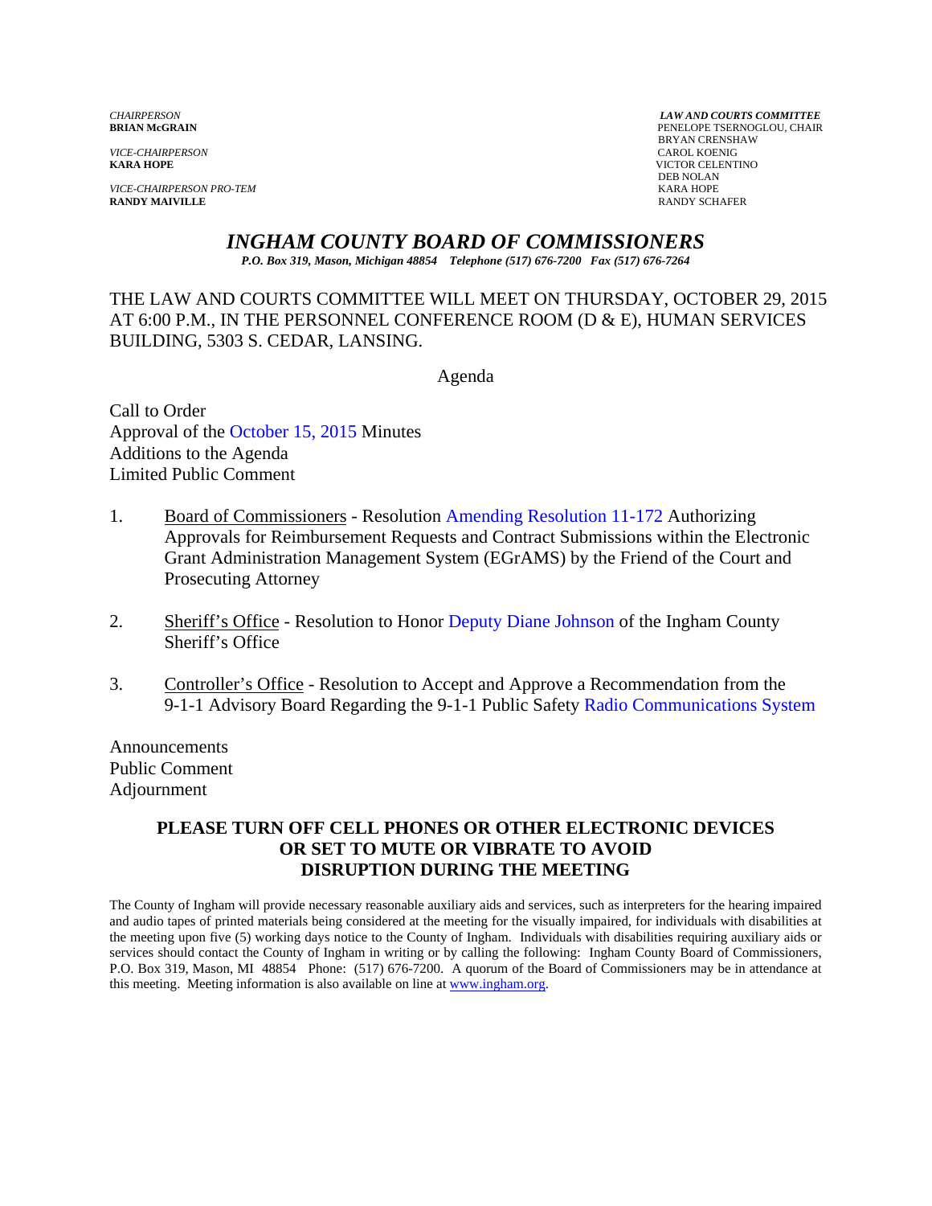*CHAIRPERSON*
**BRIAN McGRAIN**

*VICE-CHAIRPERSON*
**KARA HOPE**

*VICE-CHAIRPERSON PRO-TEM*
**RANDY MAIVILLE**

***LAW AND COURTS COMMITTEE***
PENELOPE TSERNOGLOU, CHAIR
BRYAN CRENSHAW
CAROL KOENIG
VICTOR CELENTINO
DEB NOLAN
KARA HOPE
RANDY SCHAFER

# *INGHAM COUNTY BOARD OF COMMISSIONERS*

***P.O. Box 319, Mason, Michigan 48854 Telephone (517) 676-7200 Fax (517) 676-7264***

THE LAW AND COURTS COMMITTEE WILL MEET ON THURSDAY, OCTOBER 29, 2015 AT 6:00 P.M., IN THE PERSONNEL CONFERENCE ROOM (D & E), HUMAN SERVICES BUILDING, 5303 S. CEDAR, LANSING.

Agenda

Call to Order
Approval of the October 15, 2015 Minutes
Additions to the Agenda
Limited Public Comment

1. Board of Commissioners - Resolution Amending Resolution 11-172 Authorizing Approvals for Reimbursement Requests and Contract Submissions within the Electronic Grant Administration Management System (EGrAMS) by the Friend of the Court and Prosecuting Attorney

2. Sheriff's Office - Resolution to Honor Deputy Diane Johnson of the Ingham County Sheriff's Office

3. Controller's Office - Resolution to Accept and Approve a Recommendation from the 9-1-1 Advisory Board Regarding the 9-1-1 Public Safety Radio Communications System

Announcements
Public Comment
Adjournment

**PLEASE TURN OFF CELL PHONES OR OTHER ELECTRONIC DEVICES OR SET TO MUTE OR VIBRATE TO AVOID DISRUPTION DURING THE MEETING**

The County of Ingham will provide necessary reasonable auxiliary aids and services, such as interpreters for the hearing impaired and audio tapes of printed materials being considered at the meeting for the visually impaired, for individuals with disabilities at the meeting upon five (5) working days notice to the County of Ingham. Individuals with disabilities requiring auxiliary aids or services should contact the County of Ingham in writing or by calling the following: Ingham County Board of Commissioners, P.O. Box 319, Mason, MI 48854 Phone: (517) 676-7200. A quorum of the Board of Commissioners may be in attendance at this meeting. Meeting information is also available on line at www.ingham.org.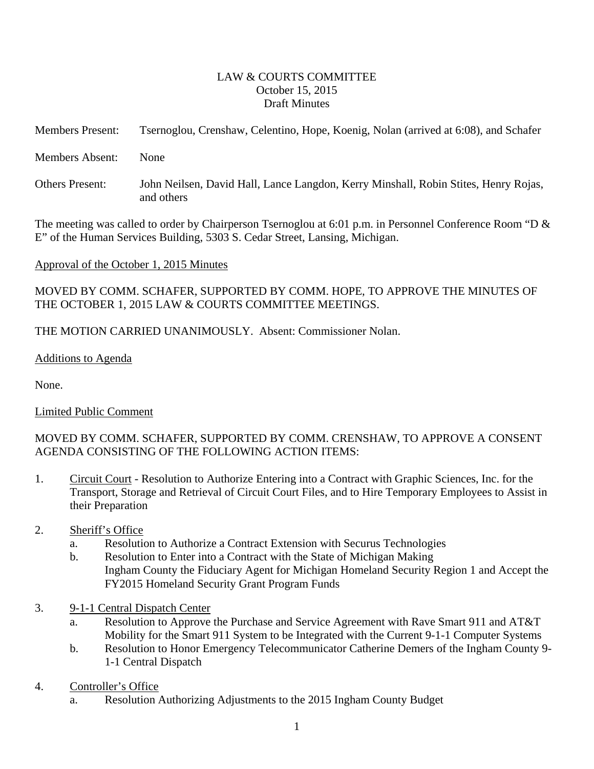LAW & COURTS COMMITTEE
October 15, 2015
Draft Minutes

Members Present: Tsernoglou, Crenshaw, Celentino, Hope, Koenig, Nolan (arrived at 6:08), and Schafer

Members Absent: None

Others Present: John Neilsen, David Hall, Lance Langdon, Kerry Minshall, Robin Stites, Henry Rojas, and others

The meeting was called to order by Chairperson Tsernoglou at 6:01 p.m. in Personnel Conference Room "D & E" of the Human Services Building, 5303 S. Cedar Street, Lansing, Michigan.

Approval of the October 1, 2015 Minutes

MOVED BY COMM. SCHAFER, SUPPORTED BY COMM. HOPE, TO APPROVE THE MINUTES OF THE OCTOBER 1, 2015 LAW & COURTS COMMITTEE MEETINGS.

THE MOTION CARRIED UNANIMOUSLY. Absent: Commissioner Nolan.

Additions to Agenda

None.

Limited Public Comment

MOVED BY COMM. SCHAFER, SUPPORTED BY COMM. CRENSHAW, TO APPROVE A CONSENT AGENDA CONSISTING OF THE FOLLOWING ACTION ITEMS:

1. Circuit Court - Resolution to Authorize Entering into a Contract with Graphic Sciences, Inc. for the Transport, Storage and Retrieval of Circuit Court Files, and to Hire Temporary Employees to Assist in their Preparation

2. Sheriff's Office
   a. Resolution to Authorize a Contract Extension with Securus Technologies
   b. Resolution to Enter into a Contract with the State of Michigan Making Ingham County the Fiduciary Agent for Michigan Homeland Security Region 1 and Accept the FY2015 Homeland Security Grant Program Funds

3. 9-1-1 Central Dispatch Center
   a. Resolution to Approve the Purchase and Service Agreement with Rave Smart 911 and AT&T Mobility for the Smart 911 System to be Integrated with the Current 9-1-1 Computer Systems
   b. Resolution to Honor Emergency Telecommunicator Catherine Demers of the Ingham County 9-1-1 Central Dispatch

4. Controller's Office
   a. Resolution Authorizing Adjustments to the 2015 Ingham County Budget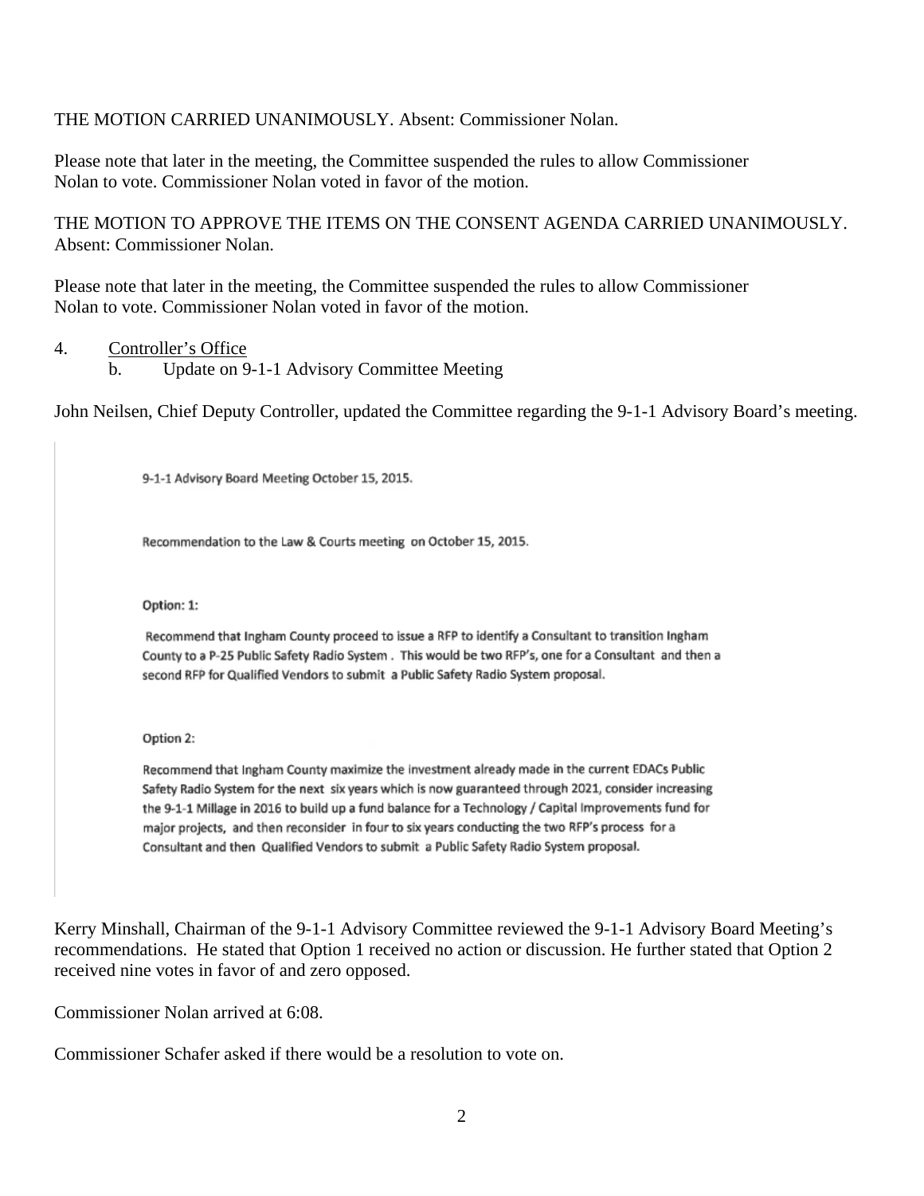THE MOTION CARRIED UNANIMOUSLY. Absent: Commissioner Nolan.

Please note that later in the meeting, the Committee suspended the rules to allow Commissioner Nolan to vote. Commissioner Nolan voted in favor of the motion.

THE MOTION TO APPROVE THE ITEMS ON THE CONSENT AGENDA CARRIED UNANIMOUSLY. Absent: Commissioner Nolan.

Please note that later in the meeting, the Committee suspended the rules to allow Commissioner Nolan to vote. Commissioner Nolan voted in favor of the motion.

4. Controller's Office
   b. Update on 9-1-1 Advisory Committee Meeting

John Neilsen, Chief Deputy Controller, updated the Committee regarding the 9-1-1 Advisory Board's meeting.

9-1-1 Advisory Board Meeting October 15, 2015.

Recommendation to the Law & Courts meeting on October 15, 2015.

Option: 1:

Recommend that Ingham County proceed to issue a RFP to identify a Consultant to transition Ingham County to a P-25 Public Safety Radio System . This would be two RFP's, one for a Consultant and then a second RFP for Qualified Vendors to submit a Public Safety Radio System proposal.

Option 2:

Recommend that Ingham County maximize the investment already made in the current EDACs Public Safety Radio System for the next six years which is now guaranteed through 2021, consider increasing the 9-1-1 Millage in 2016 to build up a fund balance for a Technology / Capital Improvements fund for major projects, and then reconsider in four to six years conducting the two RFP's process for a Consultant and then Qualified Vendors to submit a Public Safety Radio System proposal.

Kerry Minshall, Chairman of the 9-1-1 Advisory Committee reviewed the 9-1-1 Advisory Board Meeting's recommendations. He stated that Option 1 received no action or discussion. He further stated that Option 2 received nine votes in favor of and zero opposed.

Commissioner Nolan arrived at 6:08.

Commissioner Schafer asked if there would be a resolution to vote on.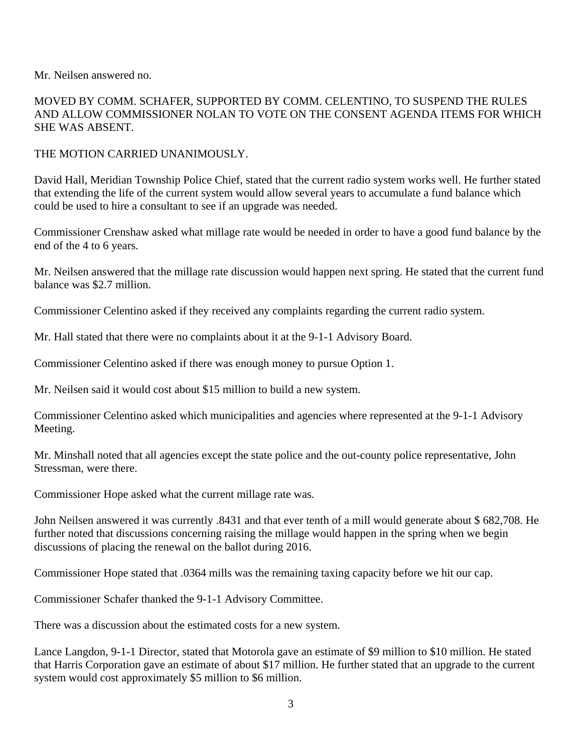Mr. Neilsen answered no.

MOVED BY COMM. SCHAFER, SUPPORTED BY COMM. CELENTINO, TO SUSPEND THE RULES AND ALLOW COMMISSIONER NOLAN TO VOTE ON THE CONSENT AGENDA ITEMS FOR WHICH SHE WAS ABSENT.

THE MOTION CARRIED UNANIMOUSLY.

David Hall, Meridian Township Police Chief, stated that the current radio system works well. He further stated that extending the life of the current system would allow several years to accumulate a fund balance which could be used to hire a consultant to see if an upgrade was needed.

Commissioner Crenshaw asked what millage rate would be needed in order to have a good fund balance by the end of the 4 to 6 years.

Mr. Neilsen answered that the millage rate discussion would happen next spring. He stated that the current fund balance was $2.7 million.

Commissioner Celentino asked if they received any complaints regarding the current radio system.

Mr. Hall stated that there were no complaints about it at the 9-1-1 Advisory Board.

Commissioner Celentino asked if there was enough money to pursue Option 1.

Mr. Neilsen said it would cost about $15 million to build a new system.

Commissioner Celentino asked which municipalities and agencies where represented at the 9-1-1 Advisory Meeting.

Mr. Minshall noted that all agencies except the state police and the out-county police representative, John Stressman, were there.

Commissioner Hope asked what the current millage rate was.

John Neilsen answered it was currently .8431 and that ever tenth of a mill would generate about $ 682,708. He further noted that discussions concerning raising the millage would happen in the spring when we begin discussions of placing the renewal on the ballot during 2016.

Commissioner Hope stated that .0364 mills was the remaining taxing capacity before we hit our cap.

Commissioner Schafer thanked the 9-1-1 Advisory Committee.

There was a discussion about the estimated costs for a new system.

Lance Langdon, 9-1-1 Director, stated that Motorola gave an estimate of $9 million to $10 million. He stated that Harris Corporation gave an estimate of about $17 million. He further stated that an upgrade to the current system would cost approximately $5 million to $6 million.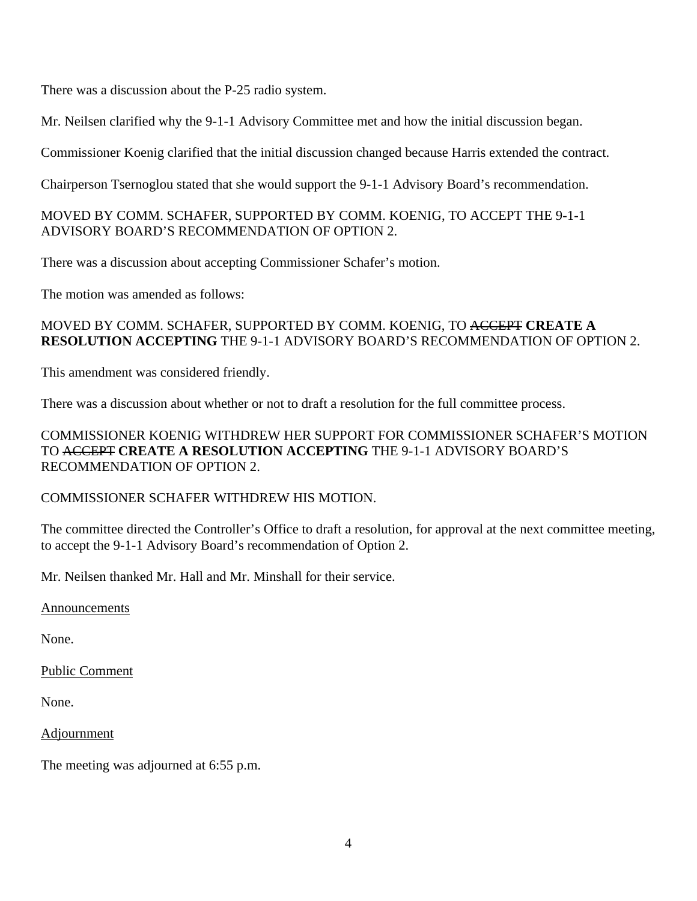There was a discussion about the P-25 radio system.

Mr. Neilsen clarified why the 9-1-1 Advisory Committee met and how the initial discussion began.

Commissioner Koenig clarified that the initial discussion changed because Harris extended the contract.

Chairperson Tsernoglou stated that she would support the 9-1-1 Advisory Board's recommendation.

MOVED BY COMM. SCHAFER, SUPPORTED BY COMM. KOENIG, TO ACCEPT THE 9-1-1 ADVISORY BOARD'S RECOMMENDATION OF OPTION 2.

There was a discussion about accepting Commissioner Schafer's motion.

The motion was amended as follows:

MOVED BY COMM. SCHAFER, SUPPORTED BY COMM. KOENIG, TO ~~ACCEPT~~ **CREATE A RESOLUTION ACCEPTING** THE 9-1-1 ADVISORY BOARD'S RECOMMENDATION OF OPTION 2.

This amendment was considered friendly.

There was a discussion about whether or not to draft a resolution for the full committee process.

COMMISSIONER KOENIG WITHDREW HER SUPPORT FOR COMMISSIONER SCHAFER'S MOTION TO ~~ACCEPT~~ **CREATE A RESOLUTION ACCEPTING** THE 9-1-1 ADVISORY BOARD'S RECOMMENDATION OF OPTION 2.

COMMISSIONER SCHAFER WITHDREW HIS MOTION.

The committee directed the Controller's Office to draft a resolution, for approval at the next committee meeting, to accept the 9-1-1 Advisory Board's recommendation of Option 2.

Mr. Neilsen thanked Mr. Hall and Mr. Minshall for their service.

<u>Announcements</u>

None.

<u>Public Comment</u>

None.

<u>Adjournment</u>

The meeting was adjourned at 6:55 p.m.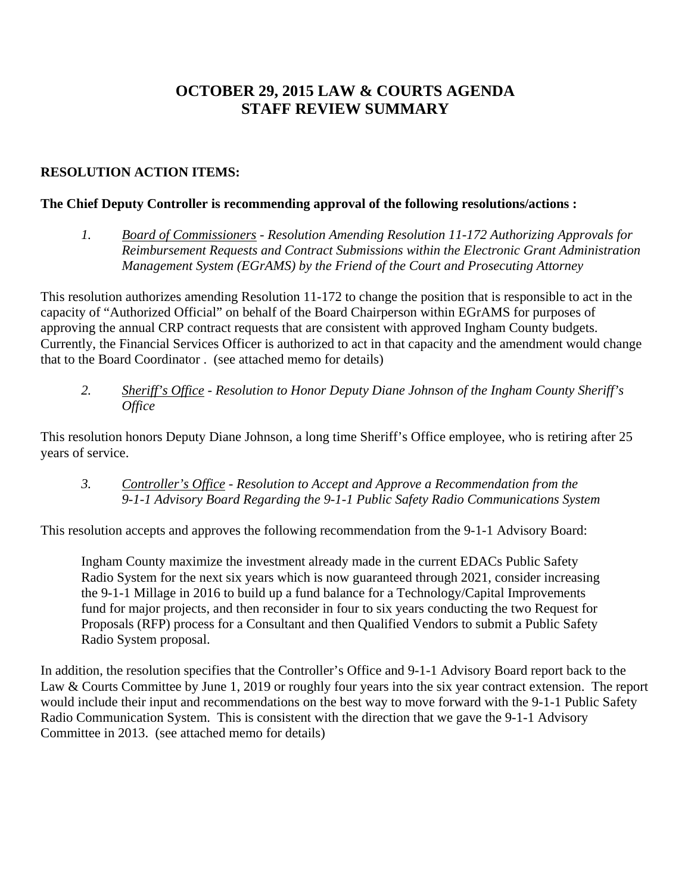# OCTOBER 29, 2015 LAW & COURTS AGENDA
# STAFF REVIEW SUMMARY

**RESOLUTION ACTION ITEMS:**

**The Chief Deputy Controller is recommending approval of the following resolutions/actions :**

1. *<u>Board of Commissioners</u> - Resolution Amending Resolution 11-172 Authorizing Approvals for Reimbursement Requests and Contract Submissions within the Electronic Grant Administration Management System (EGrAMS) by the Friend of the Court and Prosecuting Attorney*

This resolution authorizes amending Resolution 11-172 to change the position that is responsible to act in the capacity of "Authorized Official" on behalf of the Board Chairperson within EGrAMS for purposes of approving the annual CRP contract requests that are consistent with approved Ingham County budgets. Currently, the Financial Services Officer is authorized to act in that capacity and the amendment would change that to the Board Coordinator . (see attached memo for details)

2. *<u>Sheriff's Office</u> - Resolution to Honor Deputy Diane Johnson of the Ingham County Sheriff's Office*

This resolution honors Deputy Diane Johnson, a long time Sheriff's Office employee, who is retiring after 25 years of service.

3. *<u>Controller's Office</u> - Resolution to Accept and Approve a Recommendation from the 9-1-1 Advisory Board Regarding the 9-1-1 Public Safety Radio Communications System*

This resolution accepts and approves the following recommendation from the 9-1-1 Advisory Board:

> Ingham County maximize the investment already made in the current EDACs Public Safety Radio System for the next six years which is now guaranteed through 2021, consider increasing the 9-1-1 Millage in 2016 to build up a fund balance for a Technology/Capital Improvements fund for major projects, and then reconsider in four to six years conducting the two Request for Proposals (RFP) process for a Consultant and then Qualified Vendors to submit a Public Safety Radio System proposal.

In addition, the resolution specifies that the Controller's Office and 9-1-1 Advisory Board report back to the Law & Courts Committee by June 1, 2019 or roughly four years into the six year contract extension. The report would include their input and recommendations on the best way to move forward with the 9-1-1 Public Safety Radio Communication System. This is consistent with the direction that we gave the 9-1-1 Advisory Committee in 2013. (see attached memo for details)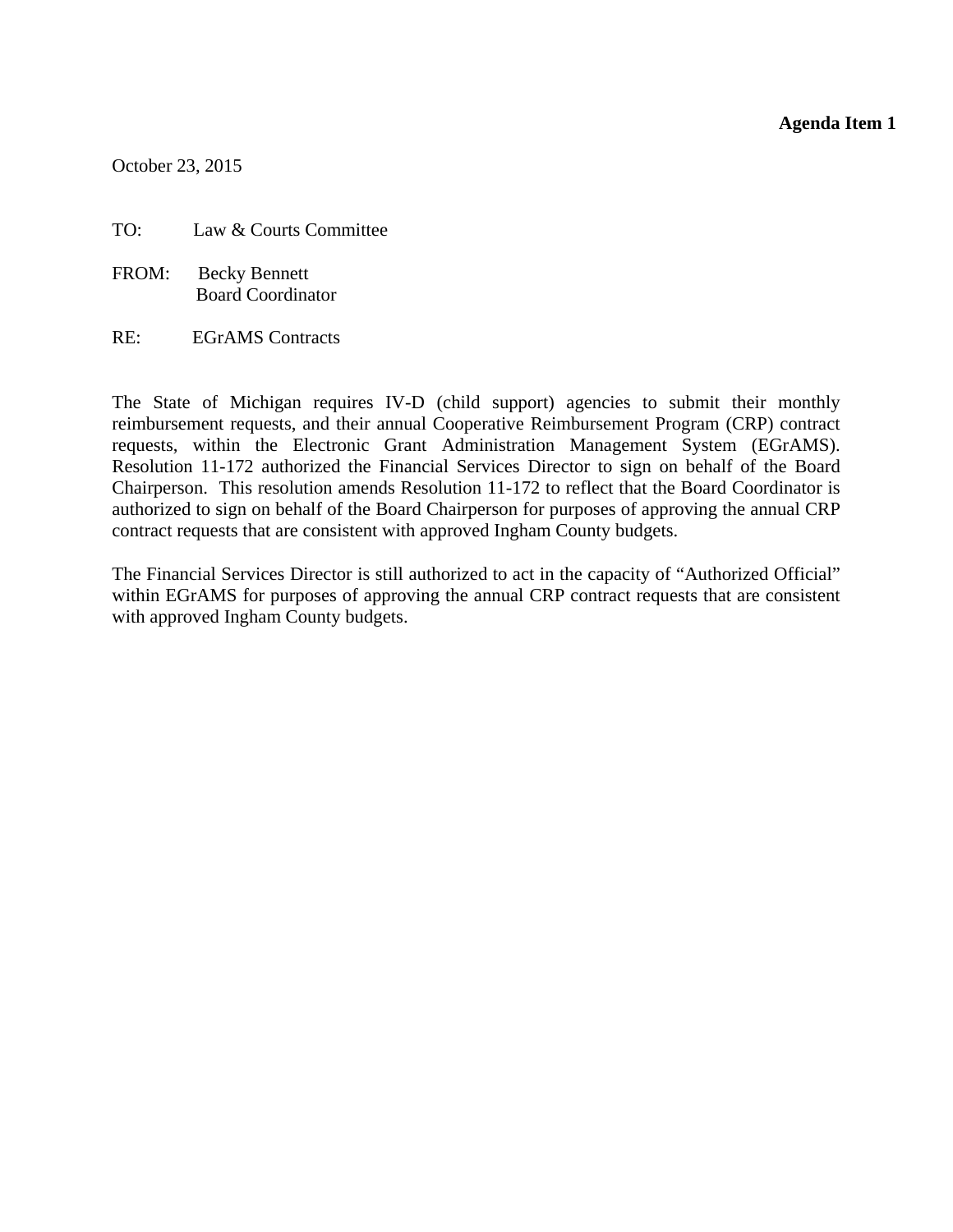**Agenda Item 1**

October 23, 2015

TO: Law & Courts Committee

FROM: Becky Bennett
Board Coordinator

RE: EGrAMS Contracts

The State of Michigan requires IV-D (child support) agencies to submit their monthly reimbursement requests, and their annual Cooperative Reimbursement Program (CRP) contract requests, within the Electronic Grant Administration Management System (EGrAMS). Resolution 11-172 authorized the Financial Services Director to sign on behalf of the Board Chairperson. This resolution amends Resolution 11-172 to reflect that the Board Coordinator is authorized to sign on behalf of the Board Chairperson for purposes of approving the annual CRP contract requests that are consistent with approved Ingham County budgets.

The Financial Services Director is still authorized to act in the capacity of "Authorized Official" within EGrAMS for purposes of approving the annual CRP contract requests that are consistent with approved Ingham County budgets.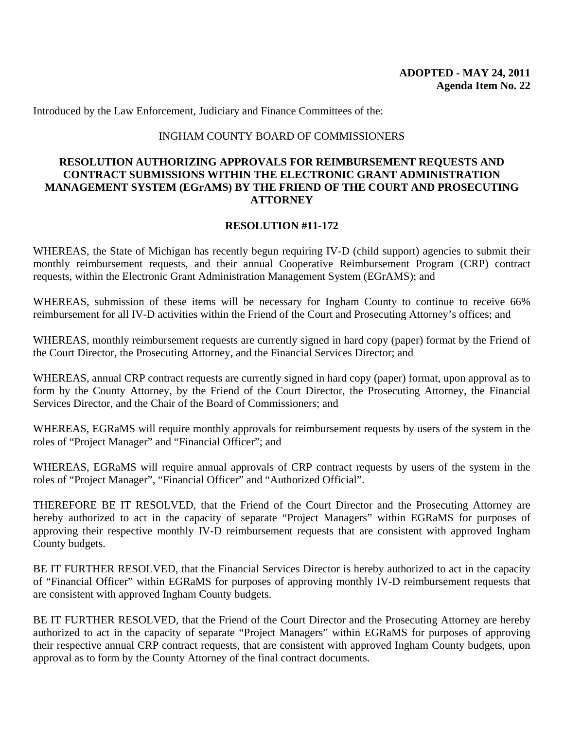**ADOPTED - MAY 24, 2011**
**Agenda Item No. 22**

Introduced by the Law Enforcement, Judiciary and Finance Committees of the:

INGHAM COUNTY BOARD OF COMMISSIONERS

**RESOLUTION AUTHORIZING APPROVALS FOR REIMBURSEMENT REQUESTS AND CONTRACT SUBMISSIONS WITHIN THE ELECTRONIC GRANT ADMINISTRATION MANAGEMENT SYSTEM (EGrAMS) BY THE FRIEND OF THE COURT AND PROSECUTING ATTORNEY**

**RESOLUTION #11-172**

WHEREAS, the State of Michigan has recently begun requiring IV-D (child support) agencies to submit their monthly reimbursement requests, and their annual Cooperative Reimbursement Program (CRP) contract requests, within the Electronic Grant Administration Management System (EGrAMS); and

WHEREAS, submission of these items will be necessary for Ingham County to continue to receive 66% reimbursement for all IV-D activities within the Friend of the Court and Prosecuting Attorney's offices; and

WHEREAS, monthly reimbursement requests are currently signed in hard copy (paper) format by the Friend of the Court Director, the Prosecuting Attorney, and the Financial Services Director; and

WHEREAS, annual CRP contract requests are currently signed in hard copy (paper) format, upon approval as to form by the County Attorney, by the Friend of the Court Director, the Prosecuting Attorney, the Financial Services Director, and the Chair of the Board of Commissioners; and

WHEREAS, EGRaMS will require monthly approvals for reimbursement requests by users of the system in the roles of "Project Manager" and "Financial Officer"; and

WHEREAS, EGRaMS will require annual approvals of CRP contract requests by users of the system in the roles of "Project Manager", "Financial Officer" and "Authorized Official".

THEREFORE BE IT RESOLVED, that the Friend of the Court Director and the Prosecuting Attorney are hereby authorized to act in the capacity of separate "Project Managers" within EGRaMS for purposes of approving their respective monthly IV-D reimbursement requests that are consistent with approved Ingham County budgets.

BE IT FURTHER RESOLVED, that the Financial Services Director is hereby authorized to act in the capacity of "Financial Officer" within EGRaMS for purposes of approving monthly IV-D reimbursement requests that are consistent with approved Ingham County budgets.

BE IT FURTHER RESOLVED, that the Friend of the Court Director and the Prosecuting Attorney are hereby authorized to act in the capacity of separate "Project Managers" within EGRaMS for purposes of approving their respective annual CRP contract requests, that are consistent with approved Ingham County budgets, upon approval as to form by the County Attorney of the final contract documents.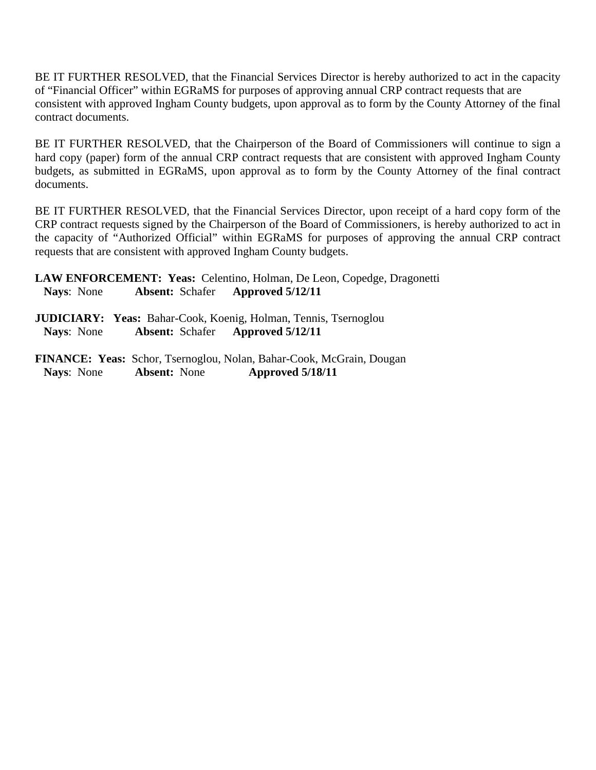BE IT FURTHER RESOLVED, that the Financial Services Director is hereby authorized to act in the capacity of "Financial Officer" within EGRaMS for purposes of approving annual CRP contract requests that are consistent with approved Ingham County budgets, upon approval as to form by the County Attorney of the final contract documents.

BE IT FURTHER RESOLVED, that the Chairperson of the Board of Commissioners will continue to sign a hard copy (paper) form of the annual CRP contract requests that are consistent with approved Ingham County budgets, as submitted in EGRaMS, upon approval as to form by the County Attorney of the final contract documents.

BE IT FURTHER RESOLVED, that the Financial Services Director, upon receipt of a hard copy form of the CRP contract requests signed by the Chairperson of the Board of Commissioners, is hereby authorized to act in the capacity of "Authorized Official" within EGRaMS for purposes of approving the annual CRP contract requests that are consistent with approved Ingham County budgets.

**LAW ENFORCEMENT: Yeas:** Celentino, Holman, De Leon, Copedge, Dragonetti
**Nays**: None **Absent:** Schafer **Approved 5/12/11**

**JUDICIARY: Yeas:** Bahar-Cook, Koenig, Holman, Tennis, Tsernoglou
**Nays**: None **Absent:** Schafer **Approved 5/12/11**

**FINANCE: Yeas:** Schor, Tsernoglou, Nolan, Bahar-Cook, McGrain, Dougan
**Nays**: None **Absent:** None **Approved 5/18/11**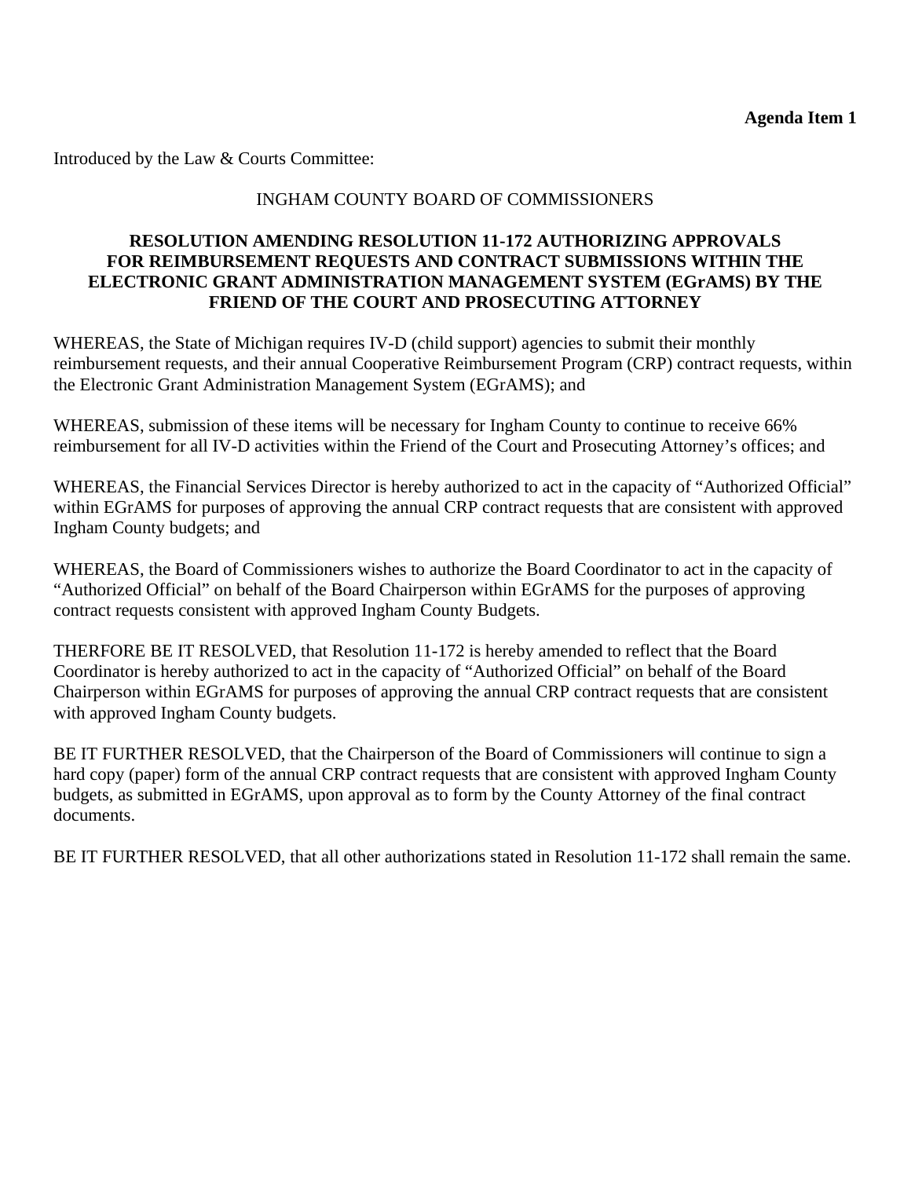**Agenda Item 1**

Introduced by the Law & Courts Committee:

INGHAM COUNTY BOARD OF COMMISSIONERS

**RESOLUTION AMENDING RESOLUTION 11-172 AUTHORIZING APPROVALS FOR REIMBURSEMENT REQUESTS AND CONTRACT SUBMISSIONS WITHIN THE ELECTRONIC GRANT ADMINISTRATION MANAGEMENT SYSTEM (EGrAMS) BY THE FRIEND OF THE COURT AND PROSECUTING ATTORNEY**

WHEREAS, the State of Michigan requires IV-D (child support) agencies to submit their monthly reimbursement requests, and their annual Cooperative Reimbursement Program (CRP) contract requests, within the Electronic Grant Administration Management System (EGrAMS); and

WHEREAS, submission of these items will be necessary for Ingham County to continue to receive 66% reimbursement for all IV-D activities within the Friend of the Court and Prosecuting Attorney's offices; and

WHEREAS, the Financial Services Director is hereby authorized to act in the capacity of "Authorized Official" within EGrAMS for purposes of approving the annual CRP contract requests that are consistent with approved Ingham County budgets; and

WHEREAS, the Board of Commissioners wishes to authorize the Board Coordinator to act in the capacity of "Authorized Official" on behalf of the Board Chairperson within EGrAMS for the purposes of approving contract requests consistent with approved Ingham County Budgets.

THERFORE BE IT RESOLVED, that Resolution 11-172 is hereby amended to reflect that the Board Coordinator is hereby authorized to act in the capacity of "Authorized Official" on behalf of the Board Chairperson within EGrAMS for purposes of approving the annual CRP contract requests that are consistent with approved Ingham County budgets.

BE IT FURTHER RESOLVED, that the Chairperson of the Board of Commissioners will continue to sign a hard copy (paper) form of the annual CRP contract requests that are consistent with approved Ingham County budgets, as submitted in EGrAMS, upon approval as to form by the County Attorney of the final contract documents.

BE IT FURTHER RESOLVED, that all other authorizations stated in Resolution 11-172 shall remain the same.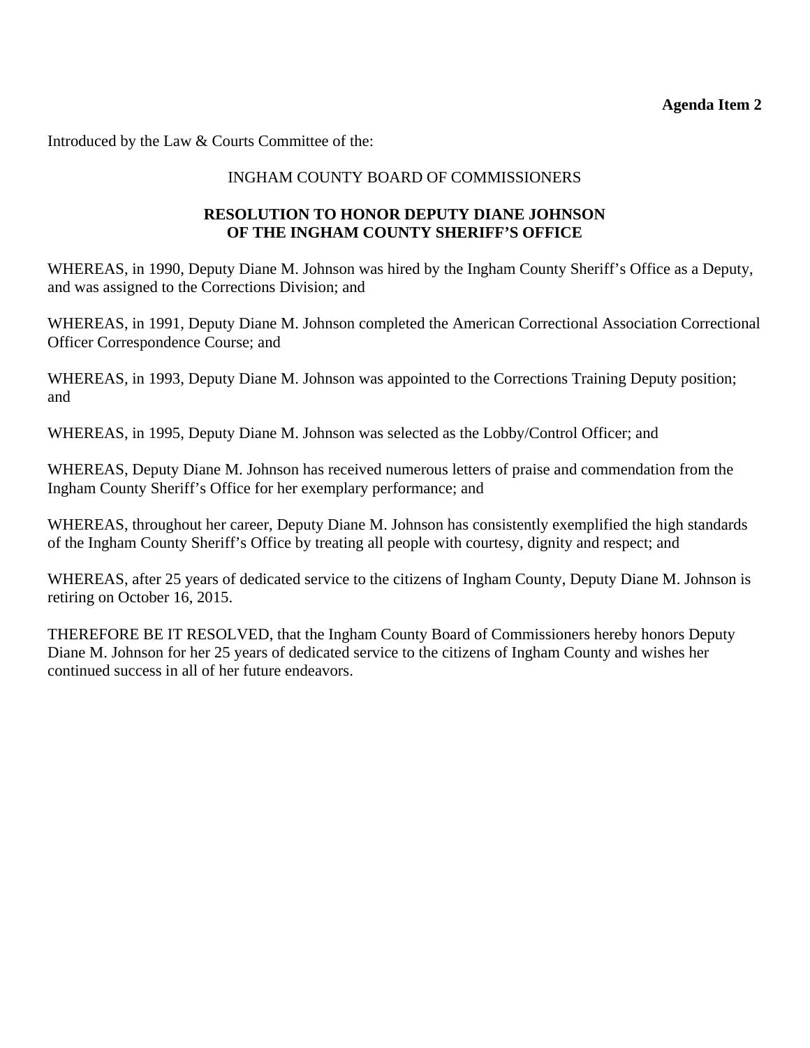**Agenda Item 2**

Introduced by the Law & Courts Committee of the:

INGHAM COUNTY BOARD OF COMMISSIONERS

**RESOLUTION TO HONOR DEPUTY DIANE JOHNSON OF THE INGHAM COUNTY SHERIFF'S OFFICE**

WHEREAS, in 1990, Deputy Diane M. Johnson was hired by the Ingham County Sheriff's Office as a Deputy, and was assigned to the Corrections Division; and

WHEREAS, in 1991, Deputy Diane M. Johnson completed the American Correctional Association Correctional Officer Correspondence Course; and

WHEREAS, in 1993, Deputy Diane M. Johnson was appointed to the Corrections Training Deputy position; and

WHEREAS, in 1995, Deputy Diane M. Johnson was selected as the Lobby/Control Officer; and

WHEREAS, Deputy Diane M. Johnson has received numerous letters of praise and commendation from the Ingham County Sheriff's Office for her exemplary performance; and

WHEREAS, throughout her career, Deputy Diane M. Johnson has consistently exemplified the high standards of the Ingham County Sheriff's Office by treating all people with courtesy, dignity and respect; and

WHEREAS, after 25 years of dedicated service to the citizens of Ingham County, Deputy Diane M. Johnson is retiring on October 16, 2015.

THEREFORE BE IT RESOLVED, that the Ingham County Board of Commissioners hereby honors Deputy Diane M. Johnson for her 25 years of dedicated service to the citizens of Ingham County and wishes her continued success in all of her future endeavors.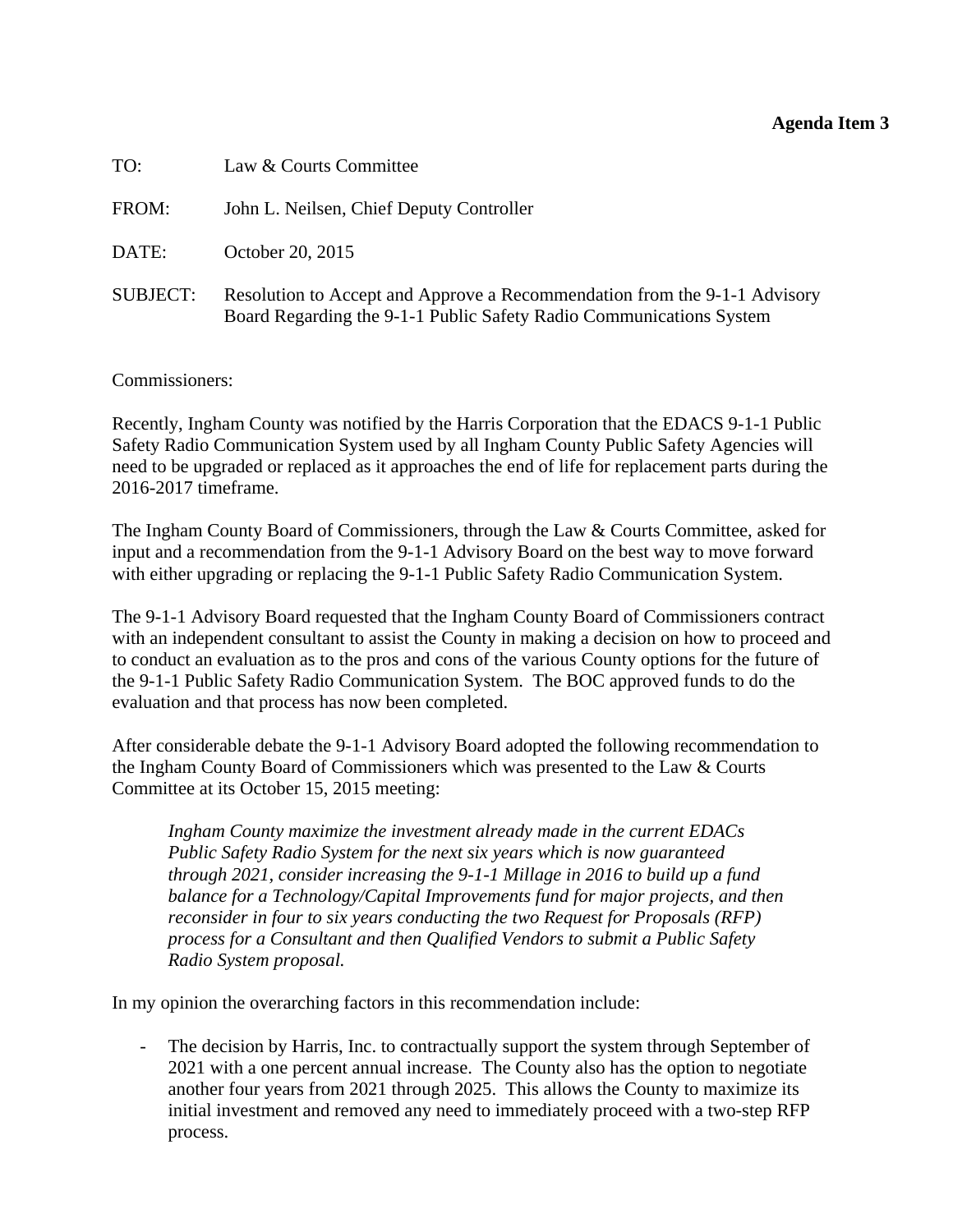**Agenda Item 3**

TO: Law & Courts Committee

FROM: John L. Neilsen, Chief Deputy Controller

DATE: October 20, 2015

SUBJECT: Resolution to Accept and Approve a Recommendation from the 9-1-1 Advisory Board Regarding the 9-1-1 Public Safety Radio Communications System

Commissioners:

Recently, Ingham County was notified by the Harris Corporation that the EDACS 9-1-1 Public Safety Radio Communication System used by all Ingham County Public Safety Agencies will need to be upgraded or replaced as it approaches the end of life for replacement parts during the 2016-2017 timeframe.

The Ingham County Board of Commissioners, through the Law & Courts Committee, asked for input and a recommendation from the 9-1-1 Advisory Board on the best way to move forward with either upgrading or replacing the 9-1-1 Public Safety Radio Communication System.

The 9-1-1 Advisory Board requested that the Ingham County Board of Commissioners contract with an independent consultant to assist the County in making a decision on how to proceed and to conduct an evaluation as to the pros and cons of the various County options for the future of the 9-1-1 Public Safety Radio Communication System. The BOC approved funds to do the evaluation and that process has now been completed.

After considerable debate the 9-1-1 Advisory Board adopted the following recommendation to the Ingham County Board of Commissioners which was presented to the Law & Courts Committee at its October 15, 2015 meeting:

> *Ingham County maximize the investment already made in the current EDACs Public Safety Radio System for the next six years which is now guaranteed through 2021, consider increasing the 9-1-1 Millage in 2016 to build up a fund balance for a Technology/Capital Improvements fund for major projects, and then reconsider in four to six years conducting the two Request for Proposals (RFP) process for a Consultant and then Qualified Vendors to submit a Public Safety Radio System proposal.*

In my opinion the overarching factors in this recommendation include:

- The decision by Harris, Inc. to contractually support the system through September of 2021 with a one percent annual increase. The County also has the option to negotiate another four years from 2021 through 2025. This allows the County to maximize its initial investment and removed any need to immediately proceed with a two-step RFP process.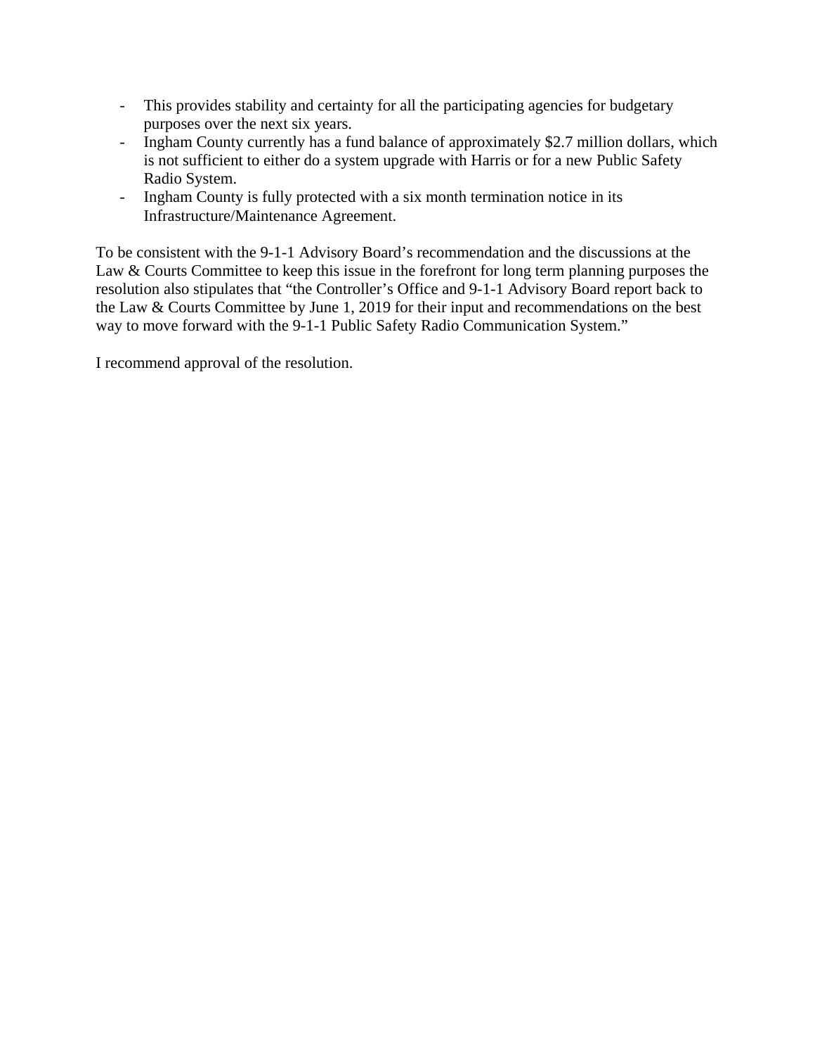- This provides stability and certainty for all the participating agencies for budgetary purposes over the next six years.
- Ingham County currently has a fund balance of approximately $2.7 million dollars, which is not sufficient to either do a system upgrade with Harris or for a new Public Safety Radio System.
- Ingham County is fully protected with a six month termination notice in its Infrastructure/Maintenance Agreement.

To be consistent with the 9-1-1 Advisory Board's recommendation and the discussions at the Law & Courts Committee to keep this issue in the forefront for long term planning purposes the resolution also stipulates that "the Controller's Office and 9-1-1 Advisory Board report back to the Law & Courts Committee by June 1, 2019 for their input and recommendations on the best way to move forward with the 9-1-1 Public Safety Radio Communication System."

I recommend approval of the resolution.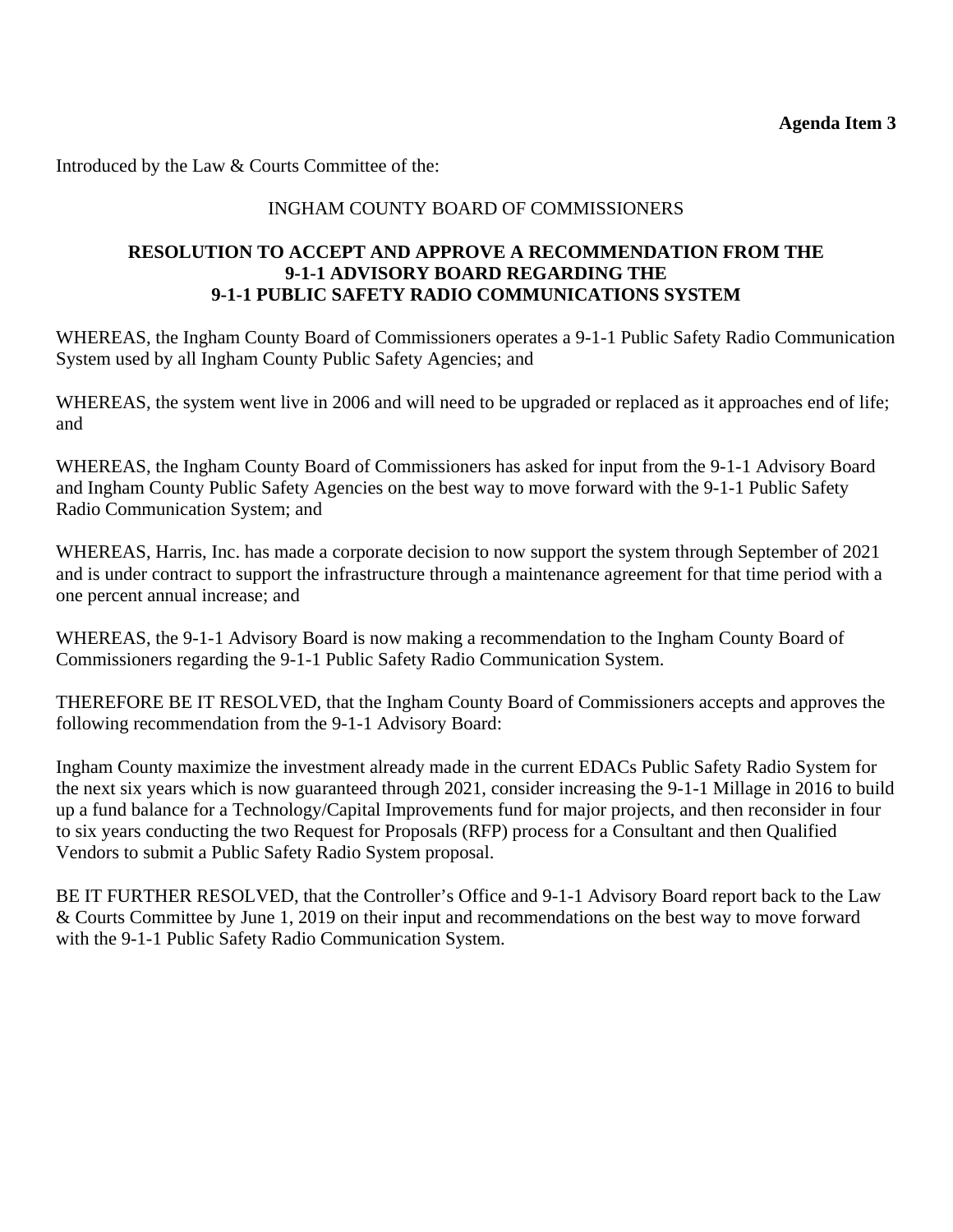**Agenda Item 3**

Introduced by the Law & Courts Committee of the:

INGHAM COUNTY BOARD OF COMMISSIONERS

**RESOLUTION TO ACCEPT AND APPROVE A RECOMMENDATION FROM THE 9-1-1 ADVISORY BOARD REGARDING THE 9-1-1 PUBLIC SAFETY RADIO COMMUNICATIONS SYSTEM**

WHEREAS, the Ingham County Board of Commissioners operates a 9-1-1 Public Safety Radio Communication System used by all Ingham County Public Safety Agencies; and

WHEREAS, the system went live in 2006 and will need to be upgraded or replaced as it approaches end of life; and

WHEREAS, the Ingham County Board of Commissioners has asked for input from the 9-1-1 Advisory Board and Ingham County Public Safety Agencies on the best way to move forward with the 9-1-1 Public Safety Radio Communication System; and

WHEREAS, Harris, Inc. has made a corporate decision to now support the system through September of 2021 and is under contract to support the infrastructure through a maintenance agreement for that time period with a one percent annual increase; and

WHEREAS, the 9-1-1 Advisory Board is now making a recommendation to the Ingham County Board of Commissioners regarding the 9-1-1 Public Safety Radio Communication System.

THEREFORE BE IT RESOLVED, that the Ingham County Board of Commissioners accepts and approves the following recommendation from the 9-1-1 Advisory Board:

Ingham County maximize the investment already made in the current EDACs Public Safety Radio System for the next six years which is now guaranteed through 2021, consider increasing the 9-1-1 Millage in 2016 to build up a fund balance for a Technology/Capital Improvements fund for major projects, and then reconsider in four to six years conducting the two Request for Proposals (RFP) process for a Consultant and then Qualified Vendors to submit a Public Safety Radio System proposal.

BE IT FURTHER RESOLVED, that the Controller's Office and 9-1-1 Advisory Board report back to the Law & Courts Committee by June 1, 2019 on their input and recommendations on the best way to move forward with the 9-1-1 Public Safety Radio Communication System.